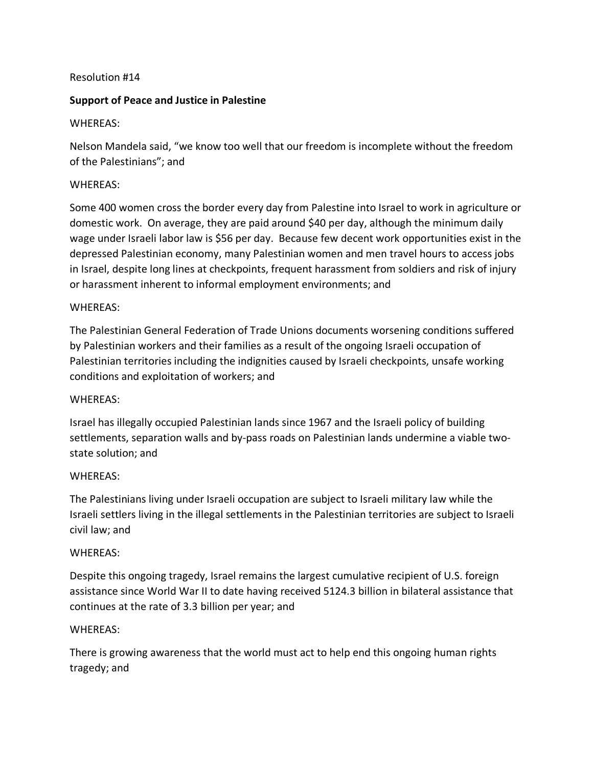Resolution #14

**Support of Peace and Justice in Palestine**

WHEREAS:

Nelson Mandela said, "we know too well that our freedom is incomplete without the freedom of the Palestinians"; and

WHEREAS:

Some 400 women cross the border every day from Palestine into Israel to work in agriculture or domestic work. On average, they are paid around $40 per day, although the minimum daily wage under Israeli labor law is $56 per day. Because few decent work opportunities exist in the depressed Palestinian economy, many Palestinian women and men travel hours to access jobs in Israel, despite long lines at checkpoints, frequent harassment from soldiers and risk of injury or harassment inherent to informal employment environments; and

WHEREAS:

The Palestinian General Federation of Trade Unions documents worsening conditions suffered by Palestinian workers and their families as a result of the ongoing Israeli occupation of Palestinian territories including the indignities caused by Israeli checkpoints, unsafe working conditions and exploitation of workers; and

WHEREAS:

Israel has illegally occupied Palestinian lands since 1967 and the Israeli policy of building settlements, separation walls and by-pass roads on Palestinian lands undermine a viable two-state solution; and

WHEREAS:

The Palestinians living under Israeli occupation are subject to Israeli military law while the Israeli settlers living in the illegal settlements in the Palestinian territories are subject to Israeli civil law; and

WHEREAS:

Despite this ongoing tragedy, Israel remains the largest cumulative recipient of U.S. foreign assistance since World War II to date having received 5124.3 billion in bilateral assistance that continues at the rate of 3.3 billion per year; and

WHEREAS:

There is growing awareness that the world must act to help end this ongoing human rights tragedy; and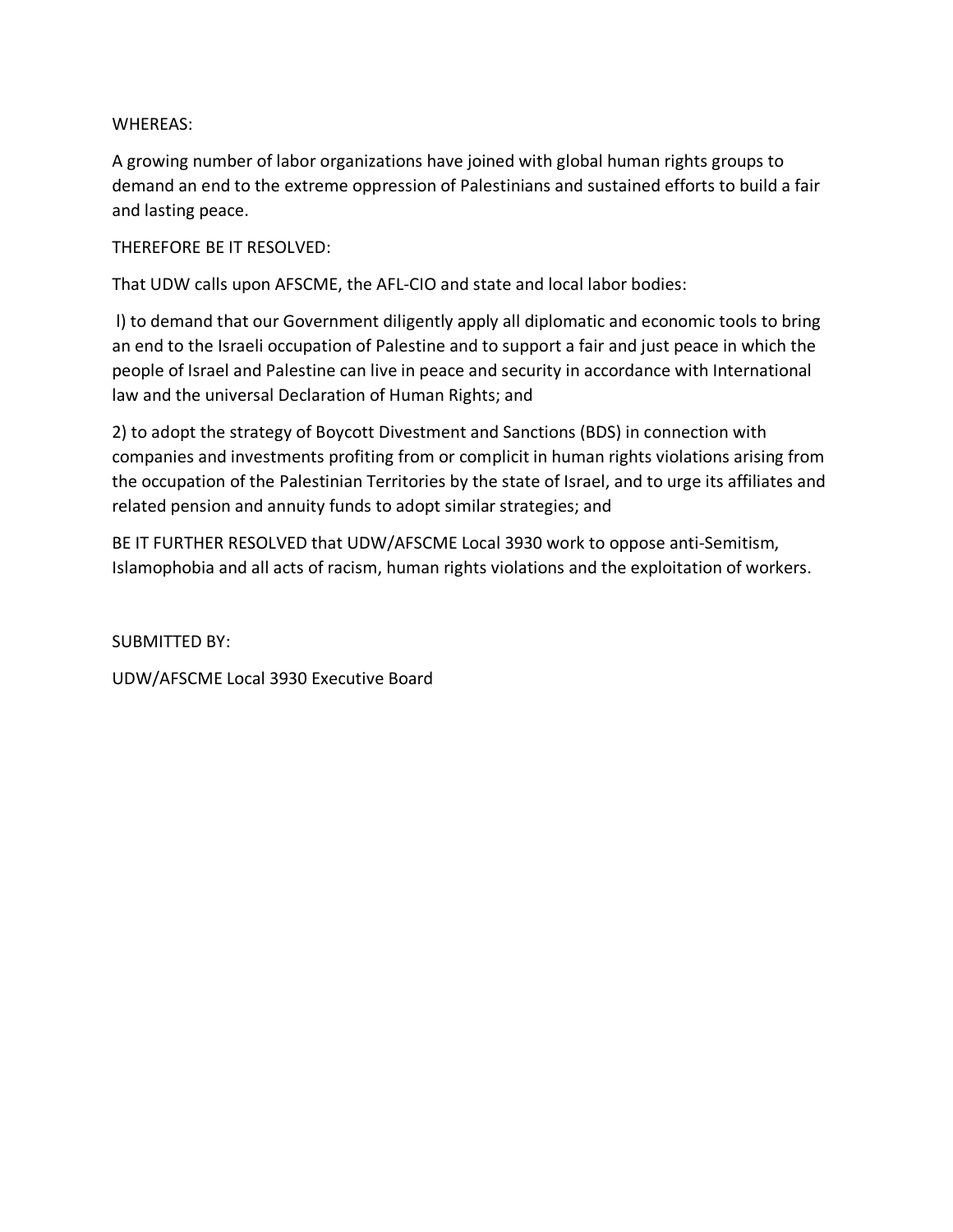WHEREAS:

A growing number of labor organizations have joined with global human rights groups to demand an end to the extreme oppression of Palestinians and sustained efforts to build a fair and lasting peace.

THEREFORE BE IT RESOLVED:

That UDW calls upon AFSCME, the AFL-CIO and state and local labor bodies:

l) to demand that our Government diligently apply all diplomatic and economic tools to bring an end to the Israeli occupation of Palestine and to support a fair and just peace in which the people of Israel and Palestine can live in peace and security in accordance with International law and the universal Declaration of Human Rights; and

2) to adopt the strategy of Boycott Divestment and Sanctions (BDS) in connection with companies and investments profiting from or complicit in human rights violations arising from the occupation of the Palestinian Territories by the state of Israel, and to urge its affiliates and related pension and annuity funds to adopt similar strategies; and

BE IT FURTHER RESOLVED that UDW/AFSCME Local 3930 work to oppose anti-Semitism, Islamophobia and all acts of racism, human rights violations and the exploitation of workers.

SUBMITTED BY:

UDW/AFSCME Local 3930 Executive Board